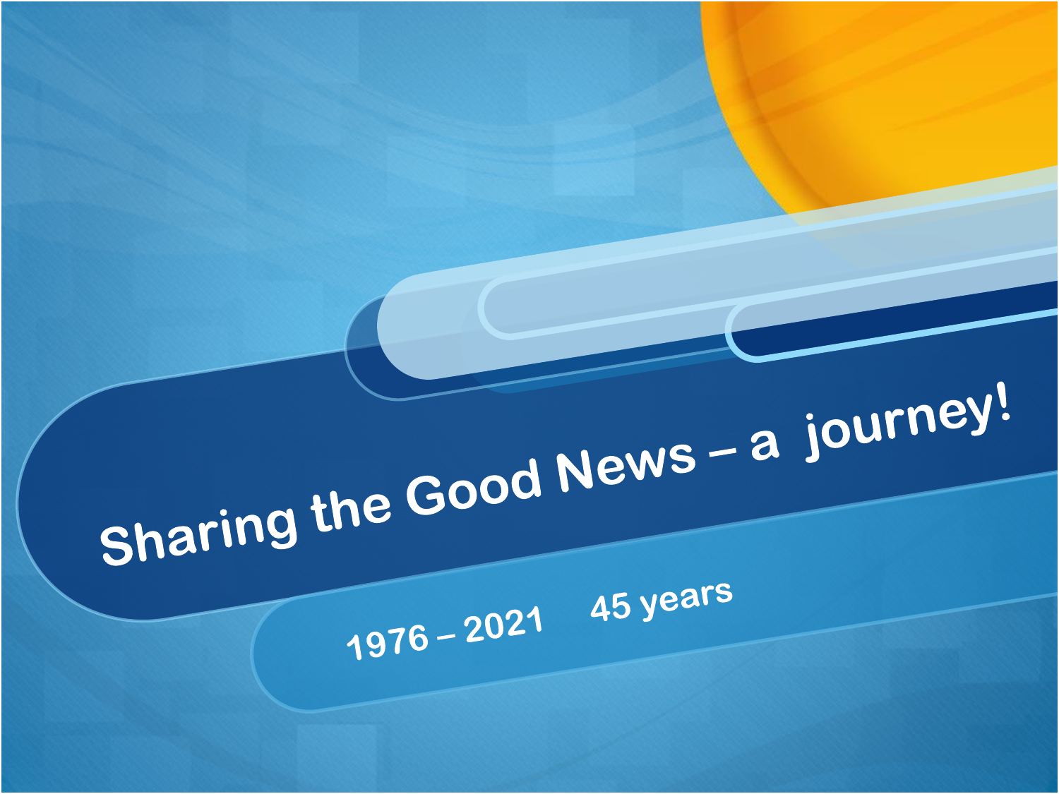# Sharing the Good News – a journey!

1976 – 2021 45 years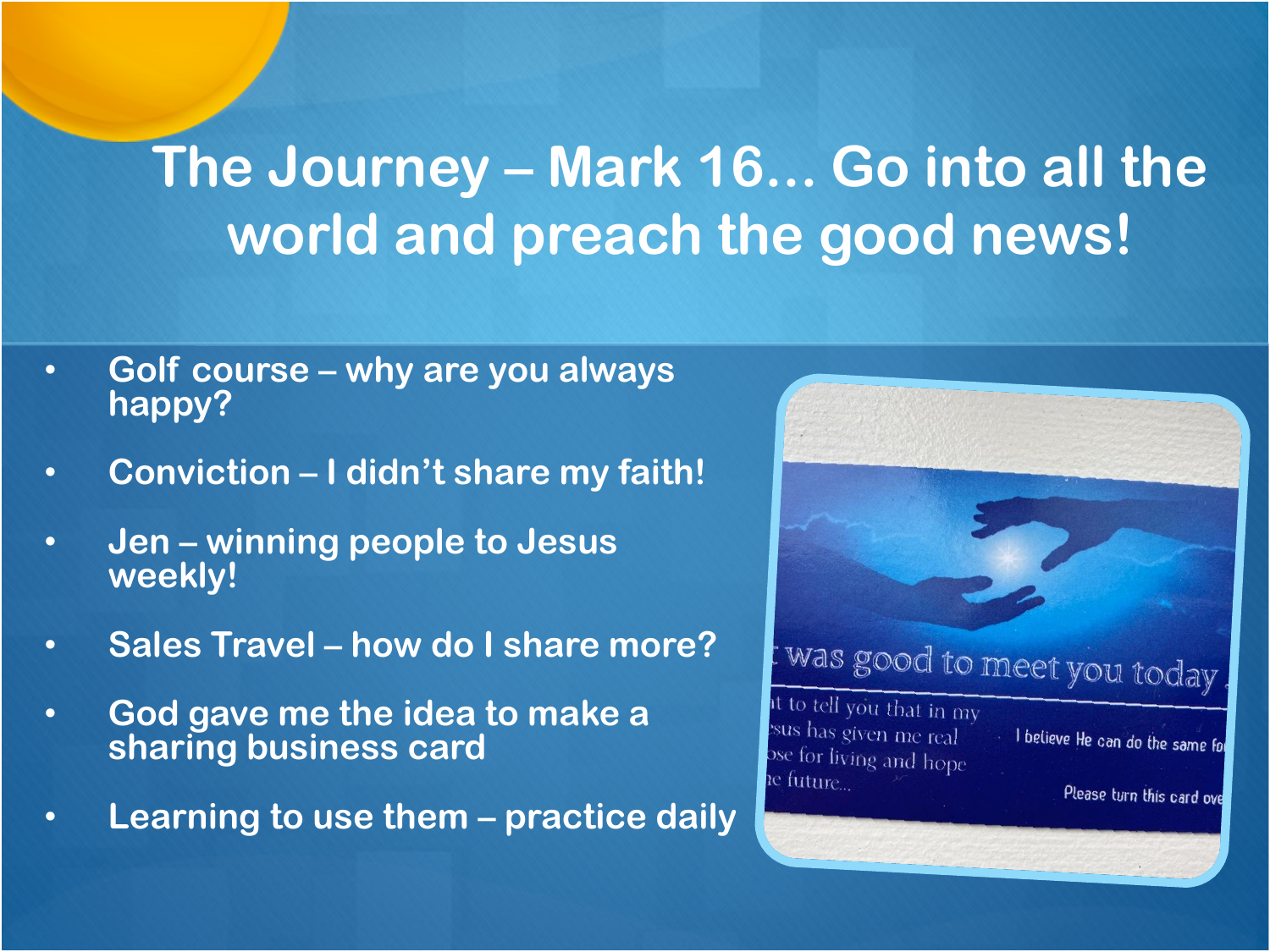# The Journey – Mark 16… Go into all the world and preach the good news!

- Golf course – why are you always happy?
- Conviction – I didn't share my faith!
- Jen – winning people to Jesus weekly!
- Sales Travel – how do I share more?
- God gave me the idea to make a sharing business card
- Learning to use them – practice daily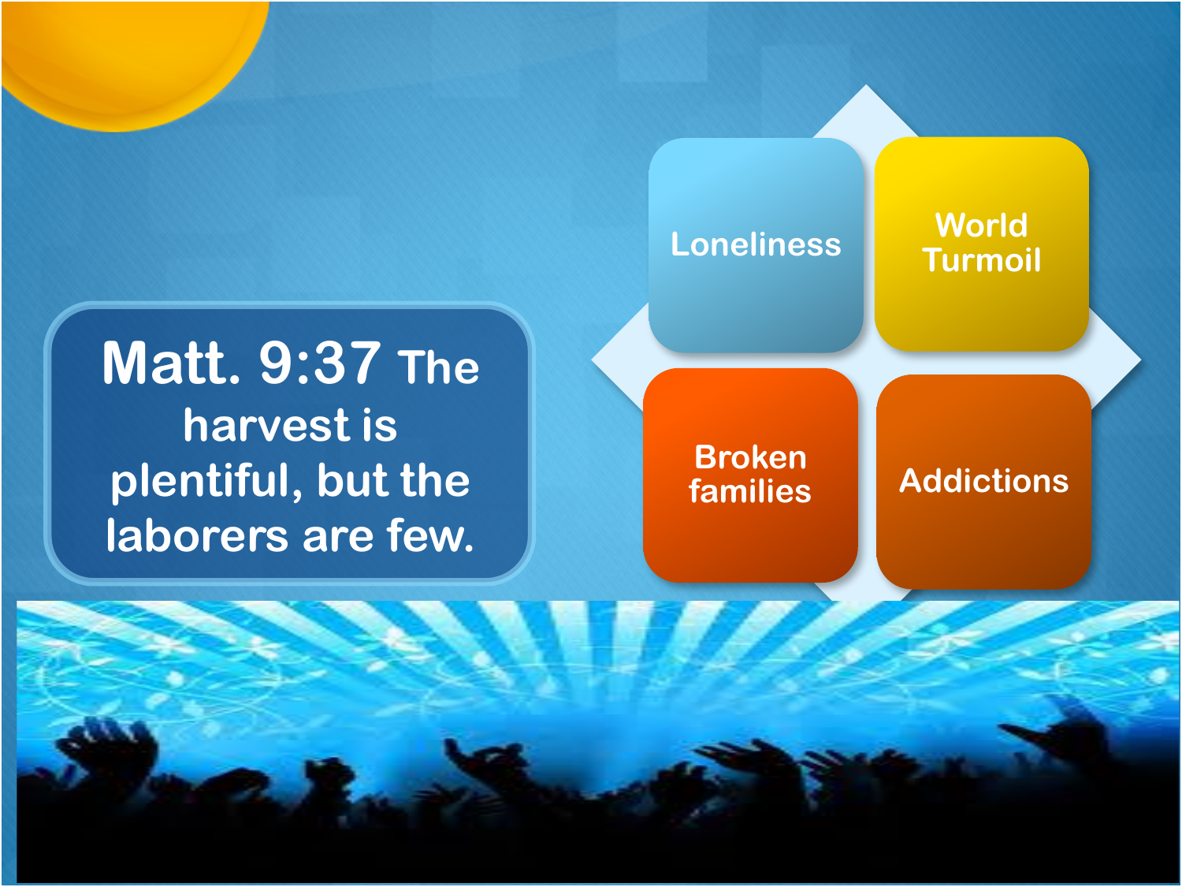**Matt. 9:37** The harvest is plentiful, but the laborers are few.

- Loneliness
- World Turmoil
- Broken families
- Addictions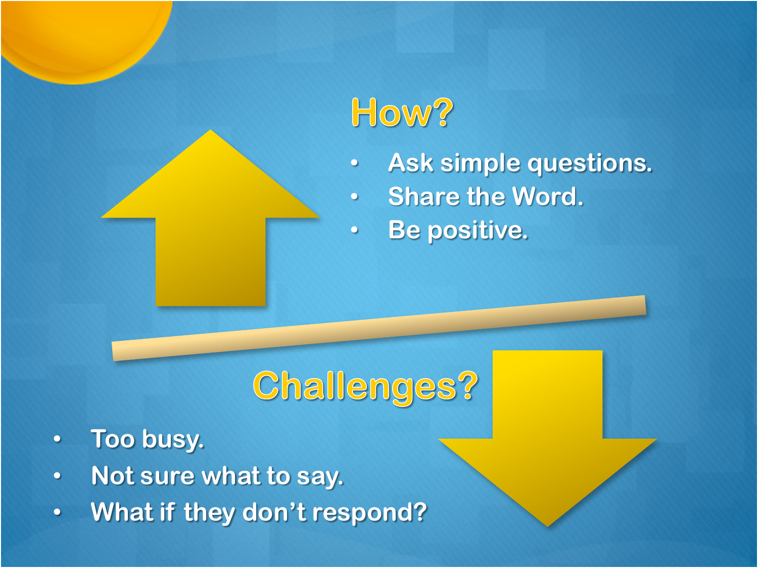## How?

- Ask simple questions.
- Share the Word.
- Be positive.

## Challenges?

- Too busy.
- Not sure what to say.
- What if they don't respond?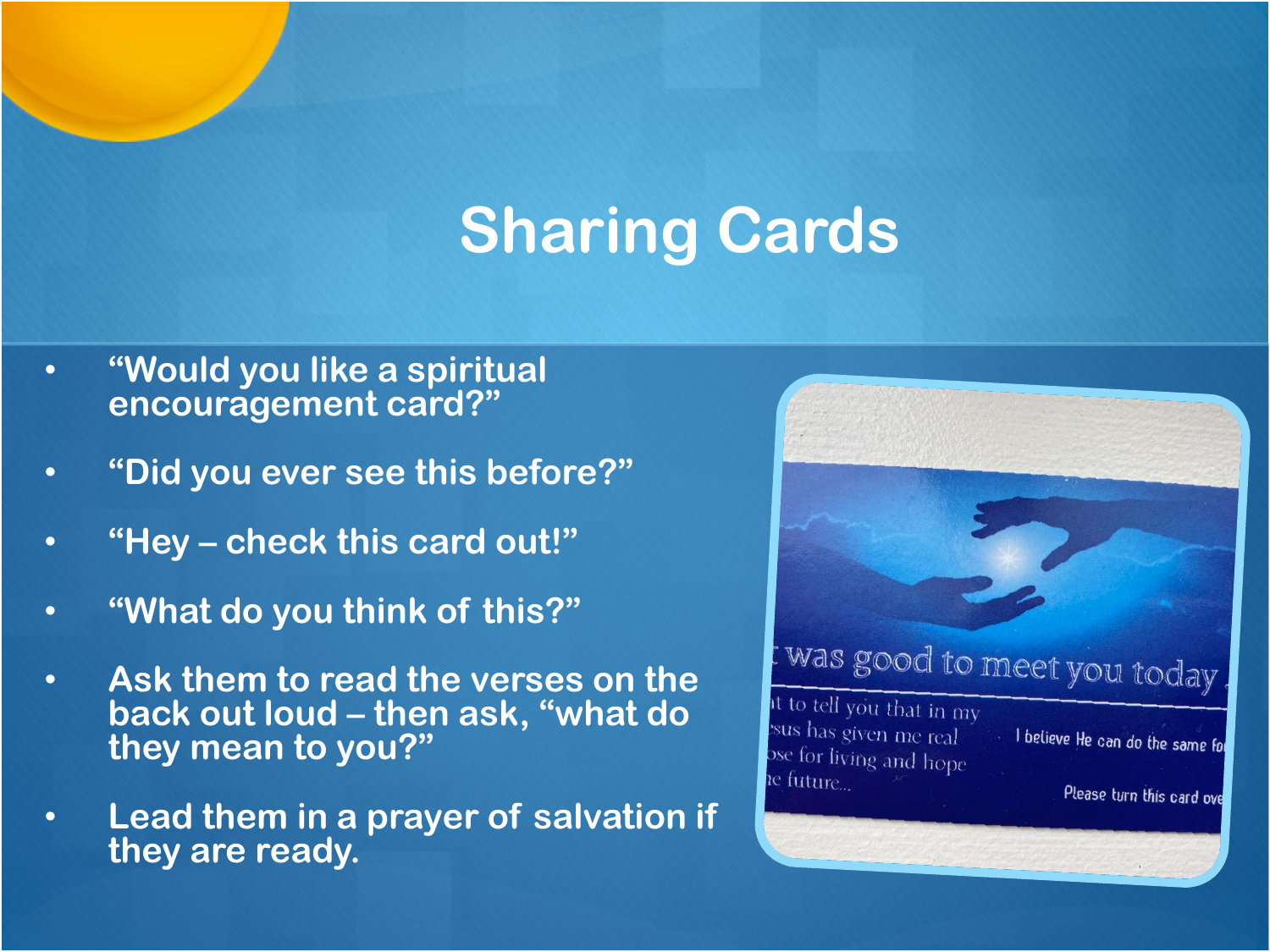# Sharing Cards

- "Would you like a spiritual encouragement card?"
- "Did you ever see this before?"
- "Hey – check this card out!"
- "What do you think of this?"
- Ask them to read the verses on the back out loud – then ask, "what do they mean to you?"
- Lead them in a prayer of salvation if they are ready.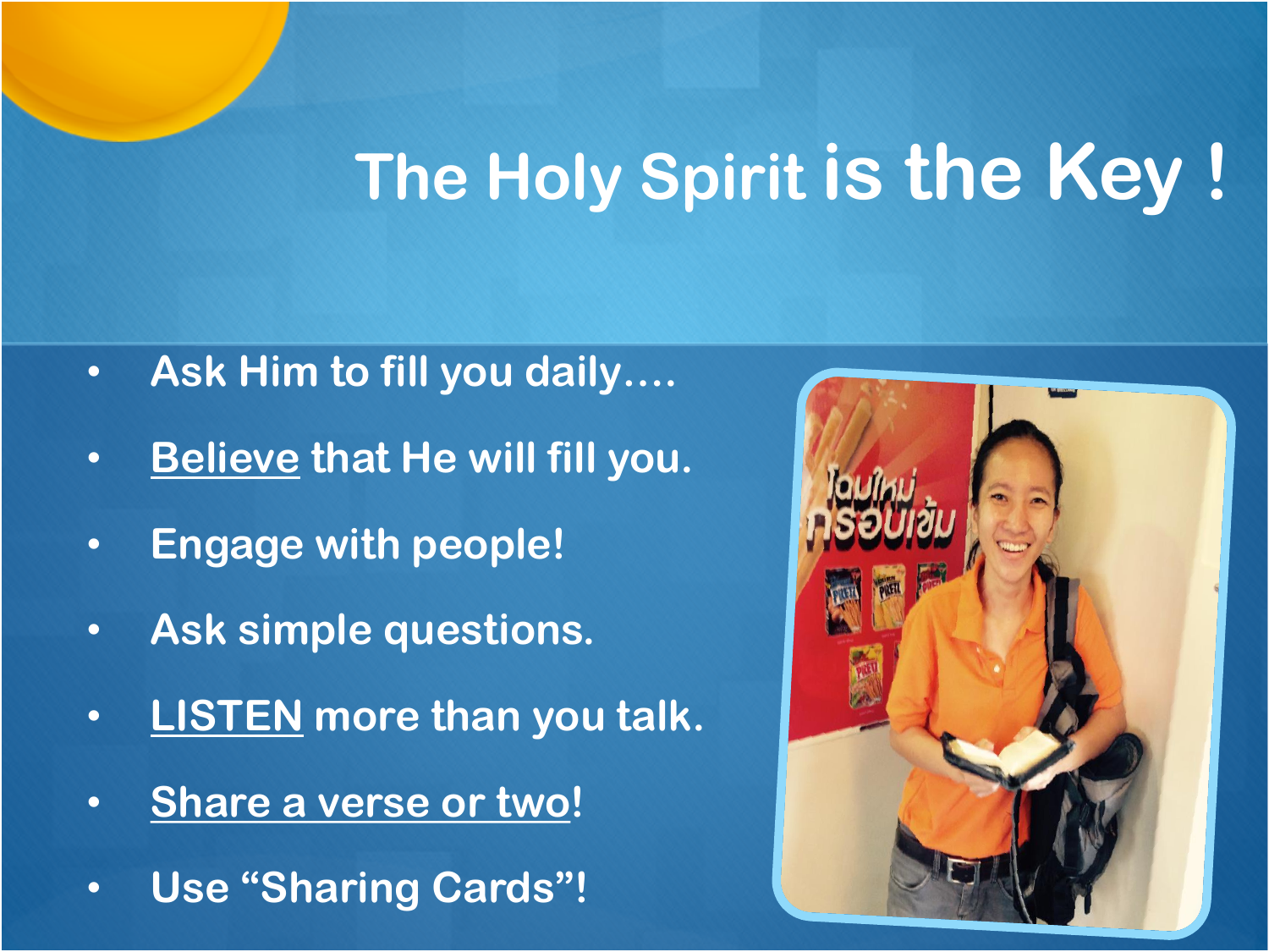# The Holy Spirit is the Key !

- Ask Him to fill you daily….
- Believe that He will fill you.
- Engage with people!
- Ask simple questions.
- LISTEN more than you talk.
- Share a verse or two!
- Use “Sharing Cards”!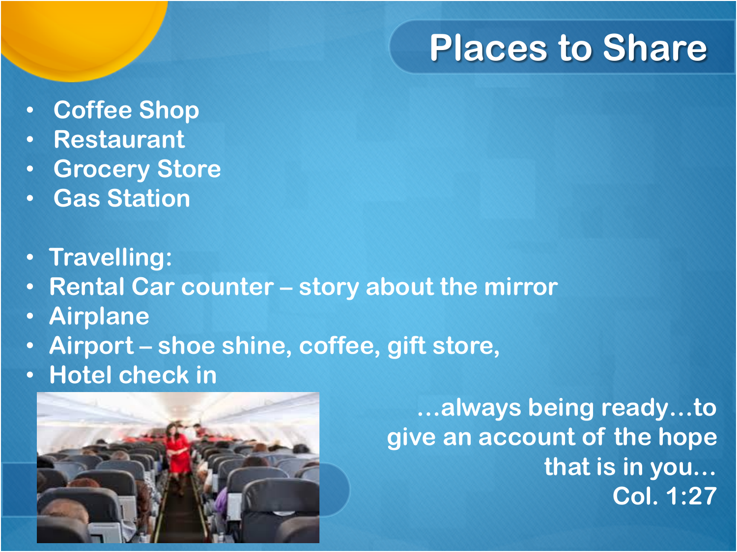# Places to Share

- Coffee Shop
- Restaurant
- Grocery Store
- Gas Station

- Travelling:
- Rental Car counter – story about the mirror
- Airplane
- Airport – shoe shine, coffee, gift store,
- Hotel check in

…always being ready…to give an account of the hope that is in you…
Col. 1:27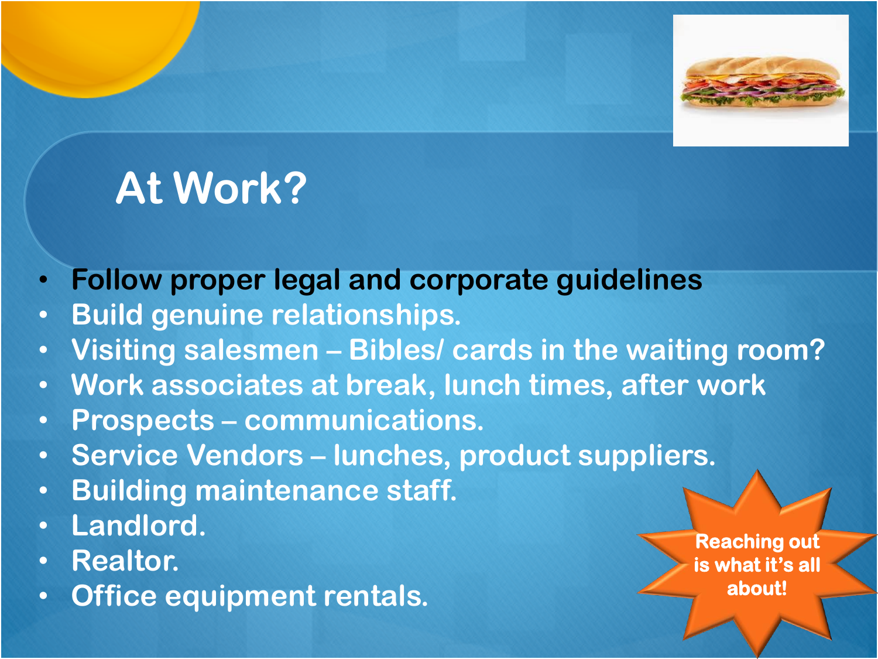# At Work?

- **Follow proper legal and corporate guidelines**
- Build genuine relationships.
- Visiting salesmen – Bibles/ cards in the waiting room?
- Work associates at break, lunch times, after work
- Prospects – communications.
- Service Vendors – lunches, product suppliers.
- Building maintenance staff.
- Landlord.
- Realtor.
- Office equipment rentals.

Reaching out is what it's all about!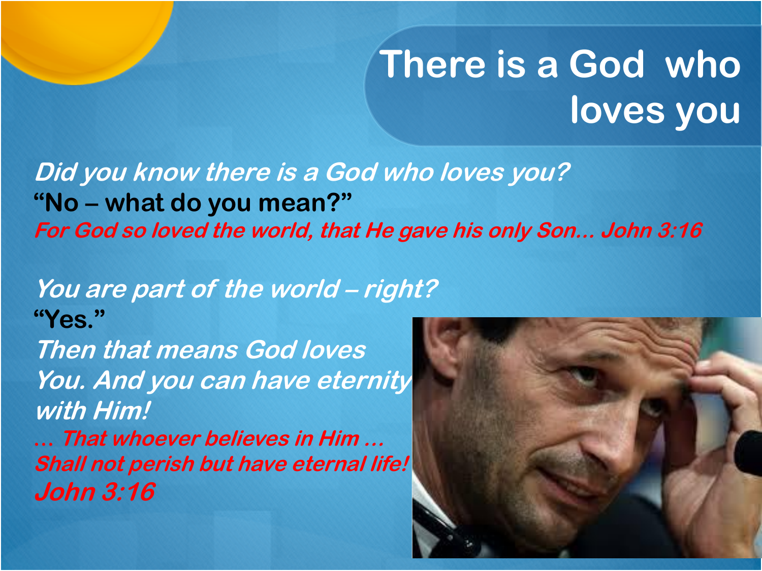# There is a God who loves you

*Did you know there is a God who loves you?*

**"No – what do you mean?"**

***For God so loved the world, that He gave his only Son… John 3:16***

*You are part of the world – right?*

**"Yes."**

*Then that means God loves You. And you can have eternity with Him!*

***… That whoever believes in Him … Shall not perish but have eternal life! John 3:16***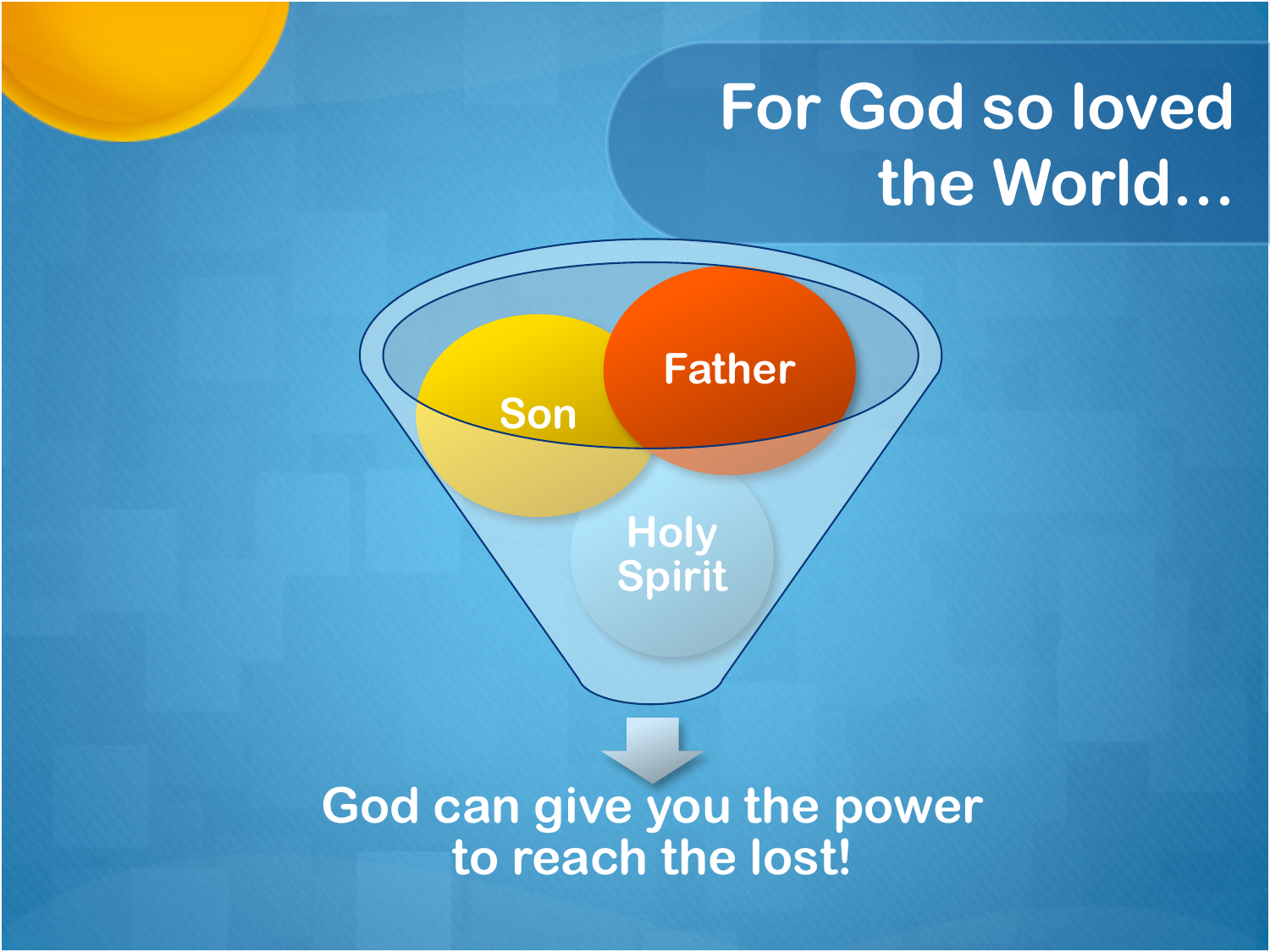# For God so loved the World…

Son

Father

Holy Spirit

God can give you the power to reach the lost!